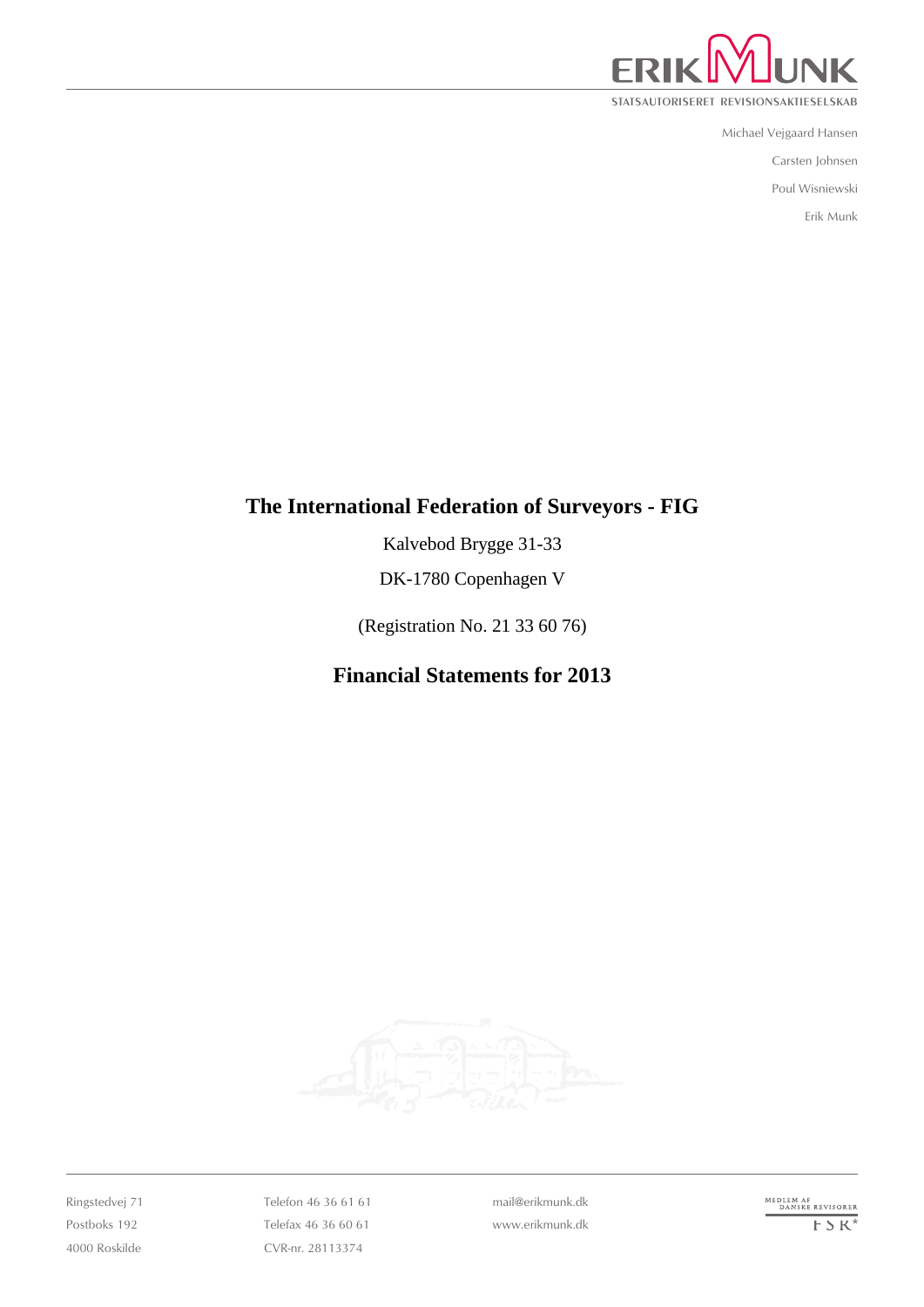ERIK MUNK

STATSAUTORISERET REVISIONSAKTIESELSKAB

Michael Vejgaard Hansen

Carsten Johnsen

Poul Wisniewski

Erik Munk

# The International Federation of Surveyors - FIG

Kalvebod Brygge 31-33

DK-1780 Copenhagen V

(Registration No. 21 33 60 76)

## Financial Statements for 2013

Ringstedvej 71
Postboks 192
4000 Roskilde

Telefon 46 36 61 61
Telefax 46 36 60 61
CVR-nr. 28113374

mail@erikmunk.dk
www.erikmunk.dk

MEDLEM AF DANSKE REVISORER FSR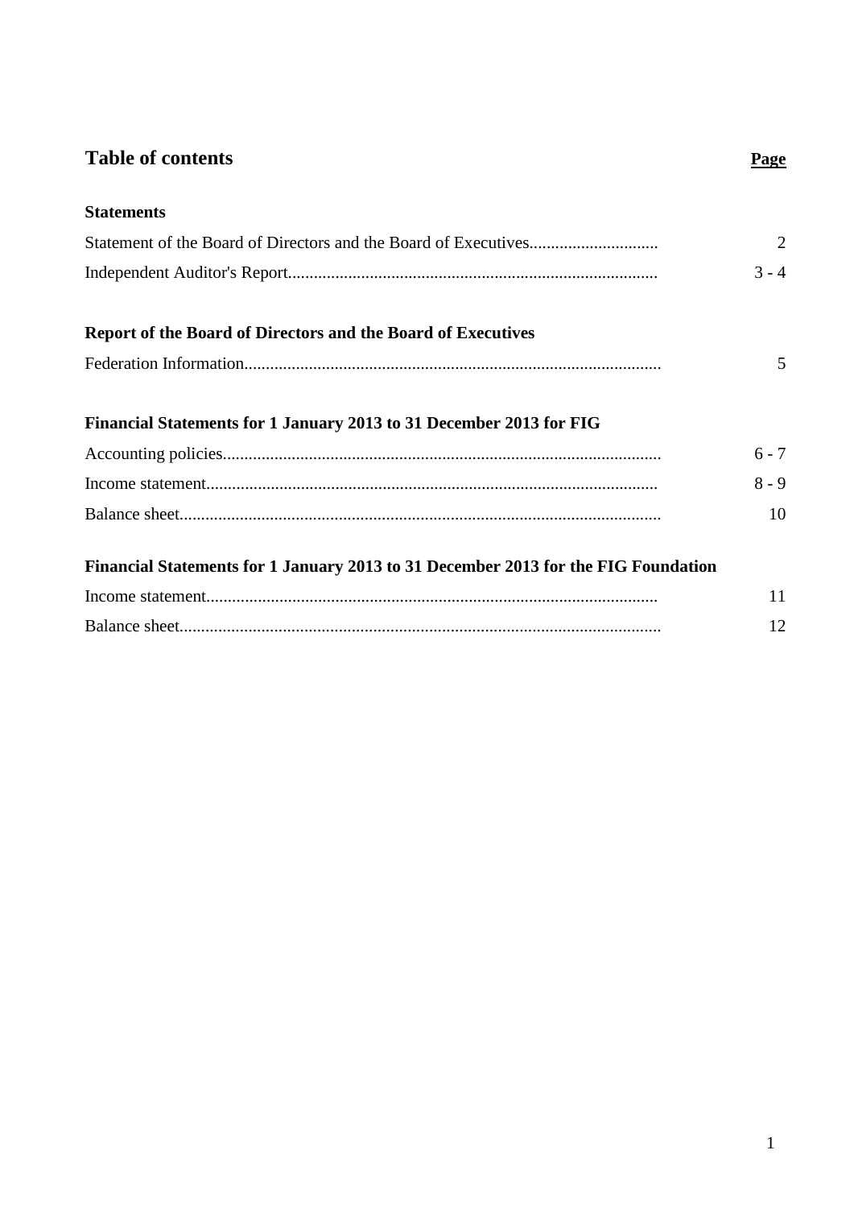# Table of contents

| | Page |
|---|---|
| **Statements** | |
| Statement of the Board of Directors and the Board of Executives | 2 |
| Independent Auditor's Report | 3 - 4 |
| **Report of the Board of Directors and the Board of Executives** | |
| Federation Information | 5 |
| **Financial Statements for 1 January 2013 to 31 December 2013 for FIG** | |
| Accounting policies | 6 - 7 |
| Income statement | 8 - 9 |
| Balance sheet | 10 |
| **Financial Statements for 1 January 2013 to 31 December 2013 for the FIG Foundation** | |
| Income statement | 11 |
| Balance sheet | 12 |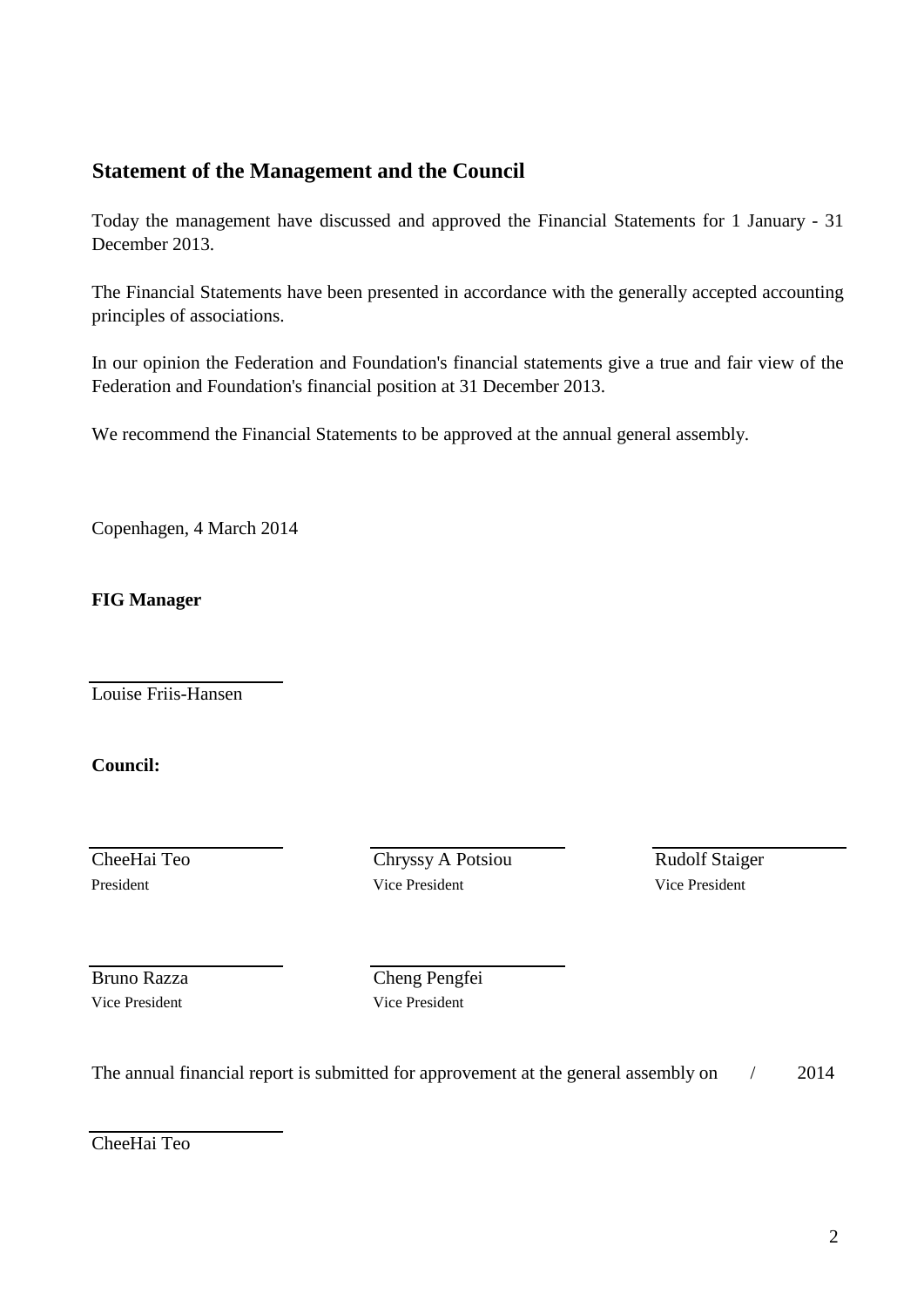## Statement of the Management and the Council

Today the management have discussed and approved the Financial Statements for 1 January - 31 December 2013.

The Financial Statements have been presented in accordance with the generally accepted accounting principles of associations.

In our opinion the Federation and Foundation's financial statements give a true and fair view of the Federation and Foundation's financial position at 31 December 2013.

We recommend the Financial Statements to be approved at the annual general assembly.

Copenhagen, 4 March 2014

**FIG Manager**

Louise Friis-Hansen

**Council:**

| | | |
|---|---|---|
| CheeHai Teo<br>President | Chryssy A Potsiou<br>Vice President | Rudolf Staiger<br>Vice President |
| Bruno Razza<br>Vice President | Cheng Pengfei<br>Vice President | |

The annual financial report is submitted for approvement at the general assembly on / 2014

CheeHai Teo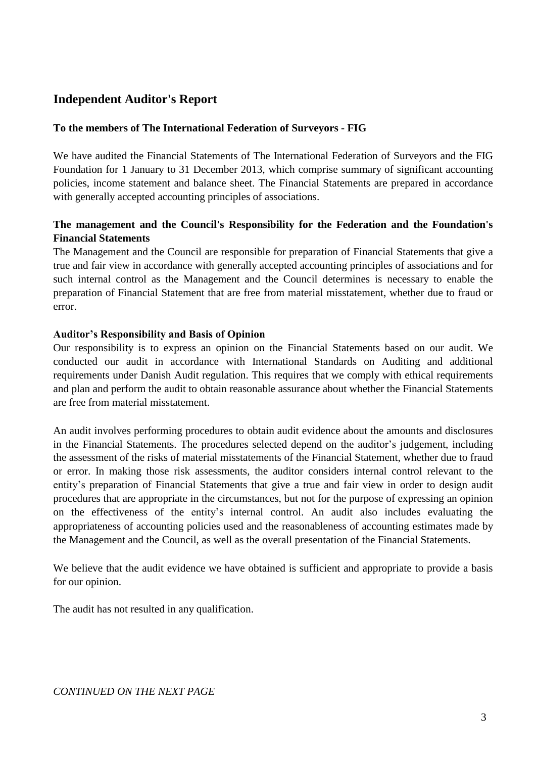## Independent Auditor's Report

**To the members of The International Federation of Surveyors - FIG**

We have audited the Financial Statements of The International Federation of Surveyors and the FIG Foundation for 1 January to 31 December 2013, which comprise summary of significant accounting policies, income statement and balance sheet. The Financial Statements are prepared in accordance with generally accepted accounting principles of associations.

**The management and the Council's Responsibility for the Federation and the Foundation's Financial Statements**

The Management and the Council are responsible for preparation of Financial Statements that give a true and fair view in accordance with generally accepted accounting principles of associations and for such internal control as the Management and the Council determines is necessary to enable the preparation of Financial Statement that are free from material misstatement, whether due to fraud or error.

**Auditor's Responsibility and Basis of Opinion**

Our responsibility is to express an opinion on the Financial Statements based on our audit. We conducted our audit in accordance with International Standards on Auditing and additional requirements under Danish Audit regulation. This requires that we comply with ethical requirements and plan and perform the audit to obtain reasonable assurance about whether the Financial Statements are free from material misstatement.

An audit involves performing procedures to obtain audit evidence about the amounts and disclosures in the Financial Statements. The procedures selected depend on the auditor's judgement, including the assessment of the risks of material misstatements of the Financial Statement, whether due to fraud or error. In making those risk assessments, the auditor considers internal control relevant to the entity's preparation of Financial Statements that give a true and fair view in order to design audit procedures that are appropriate in the circumstances, but not for the purpose of expressing an opinion on the effectiveness of the entity's internal control. An audit also includes evaluating the appropriateness of accounting policies used and the reasonableness of accounting estimates made by the Management and the Council, as well as the overall presentation of the Financial Statements.

We believe that the audit evidence we have obtained is sufficient and appropriate to provide a basis for our opinion.

The audit has not resulted in any qualification.

*CONTINUED ON THE NEXT PAGE*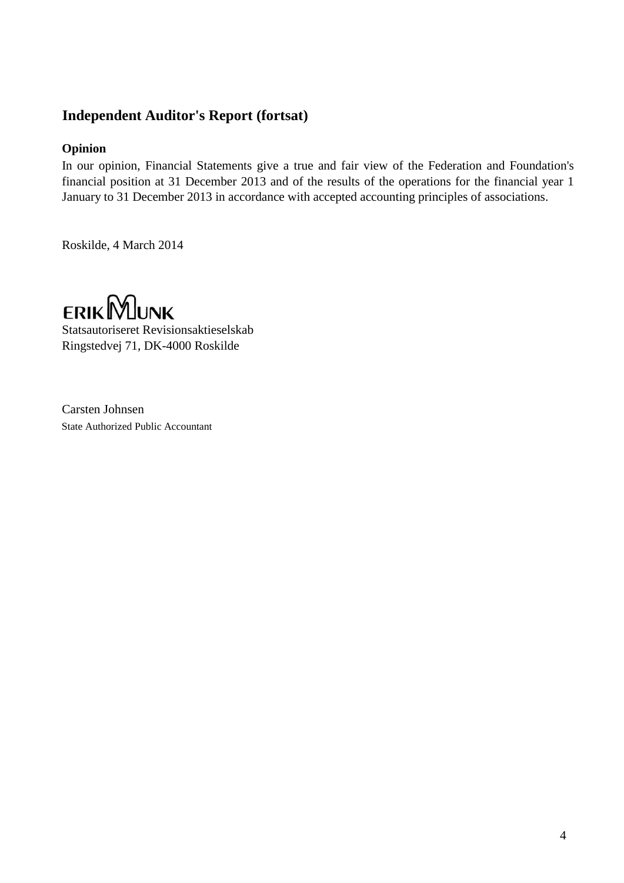## Independent Auditor's Report (fortsat)

**Opinion**

In our opinion, Financial Statements give a true and fair view of the Federation and Foundation's financial position at 31 December 2013 and of the results of the operations for the financial year 1 January to 31 December 2013 in accordance with accepted accounting principles of associations.

Roskilde, 4 March 2014

ERIK MUNK

Statsautoriseret Revisionsaktieselskab
Ringstedvej 71, DK-4000 Roskilde

Carsten Johnsen
State Authorized Public Accountant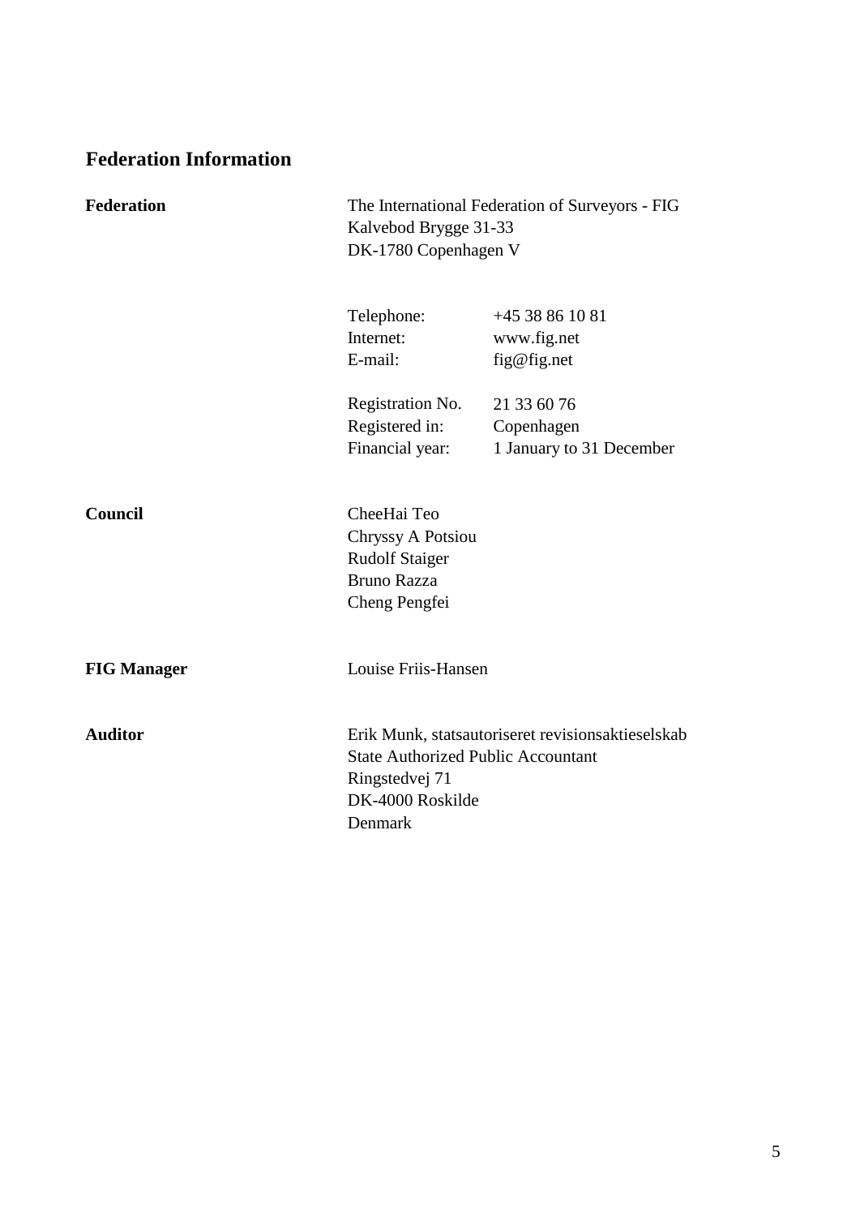# Federation Information

**Federation**

The International Federation of Surveyors - FIG
Kalvebod Brygge 31-33
DK-1780 Copenhagen V

| | |
|---|---|
| Telephone: | +45 38 86 10 81 |
| Internet: | www.fig.net |
| E-mail: | fig@fig.net |
| Registration No. | 21 33 60 76 |
| Registered in: | Copenhagen |
| Financial year: | 1 January to 31 December |

**Council**

CheeHai Teo
Chryssy A Potsiou
Rudolf Staiger
Bruno Razza
Cheng Pengfei

**FIG Manager**

Louise Friis-Hansen

**Auditor**

Erik Munk, statsautoriseret revisionsaktieselskab
State Authorized Public Accountant
Ringstedvej 71
DK-4000 Roskilde
Denmark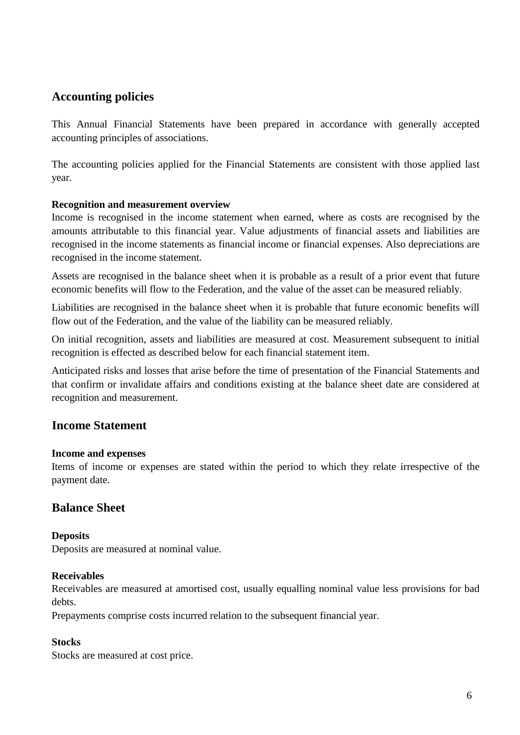## Accounting policies

This Annual Financial Statements have been prepared in accordance with generally accepted accounting principles of associations.

The accounting policies applied for the Financial Statements are consistent with those applied last year.

**Recognition and measurement overview**

Income is recognised in the income statement when earned, where as costs are recognised by the amounts attributable to this financial year. Value adjustments of financial assets and liabilities are recognised in the income statements as financial income or financial expenses. Also depreciations are recognised in the income statement.

Assets are recognised in the balance sheet when it is probable as a result of a prior event that future economic benefits will flow to the Federation, and the value of the asset can be measured reliably.

Liabilities are recognised in the balance sheet when it is probable that future economic benefits will flow out of the Federation, and the value of the liability can be measured reliably.

On initial recognition, assets and liabilities are measured at cost. Measurement subsequent to initial recognition is effected as described below for each financial statement item.

Anticipated risks and losses that arise before the time of presentation of the Financial Statements and that confirm or invalidate affairs and conditions existing at the balance sheet date are considered at recognition and measurement.

## Income Statement

**Income and expenses**

Items of income or expenses are stated within the period to which they relate irrespective of the payment date.

## Balance Sheet

**Deposits**

Deposits are measured at nominal value.

**Receivables**

Receivables are measured at amortised cost, usually equalling nominal value less provisions for bad debts.

Prepayments comprise costs incurred relation to the subsequent financial year.

**Stocks**

Stocks are measured at cost price.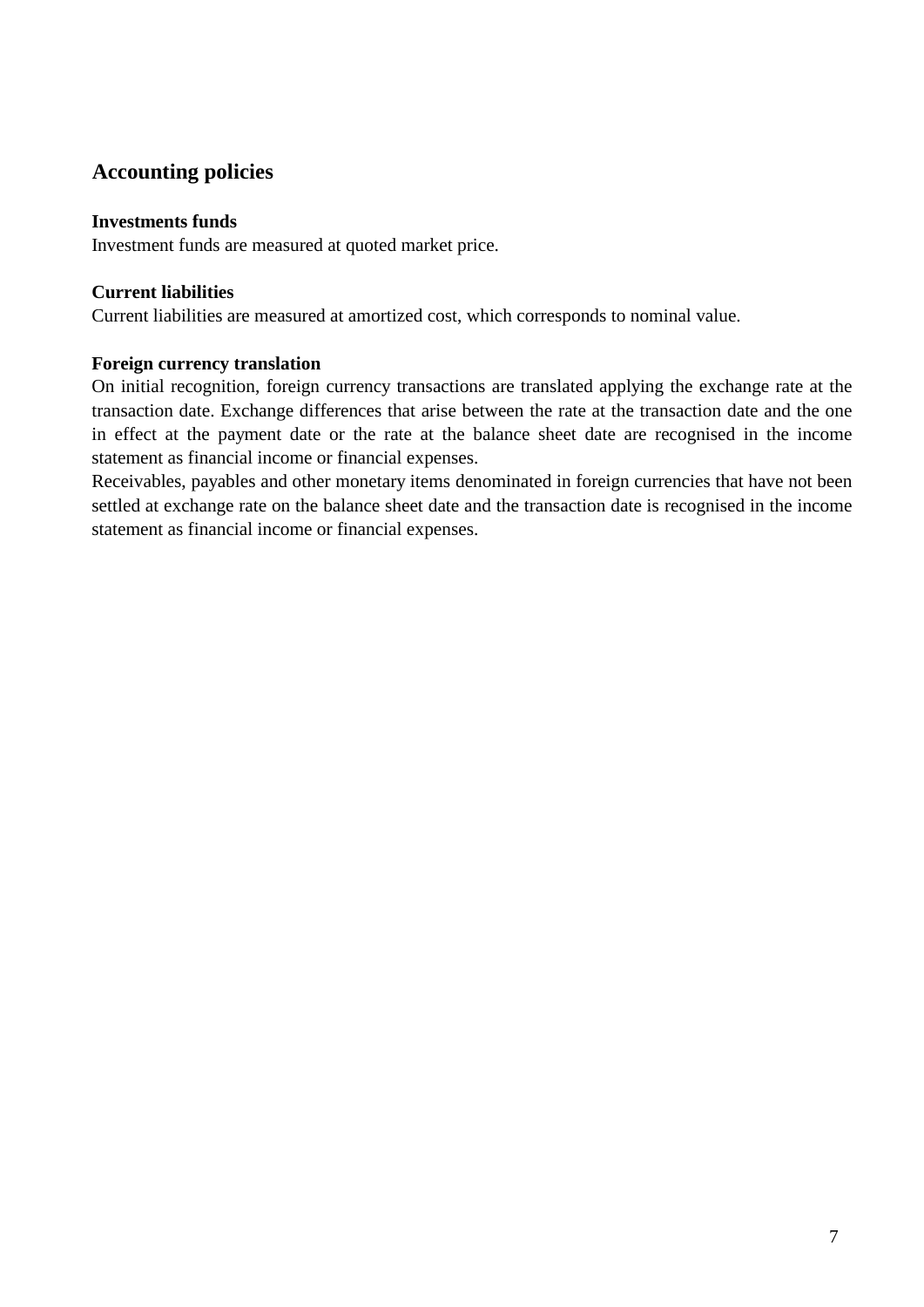## Accounting policies

**Investments funds**
Investment funds are measured at quoted market price.

**Current liabilities**
Current liabilities are measured at amortized cost, which corresponds to nominal value.

**Foreign currency translation**
On initial recognition, foreign currency transactions are translated applying the exchange rate at the transaction date. Exchange differences that arise between the rate at the transaction date and the one in effect at the payment date or the rate at the balance sheet date are recognised in the income statement as financial income or financial expenses.
Receivables, payables and other monetary items denominated in foreign currencies that have not been settled at exchange rate on the balance sheet date and the transaction date is recognised in the income statement as financial income or financial expenses.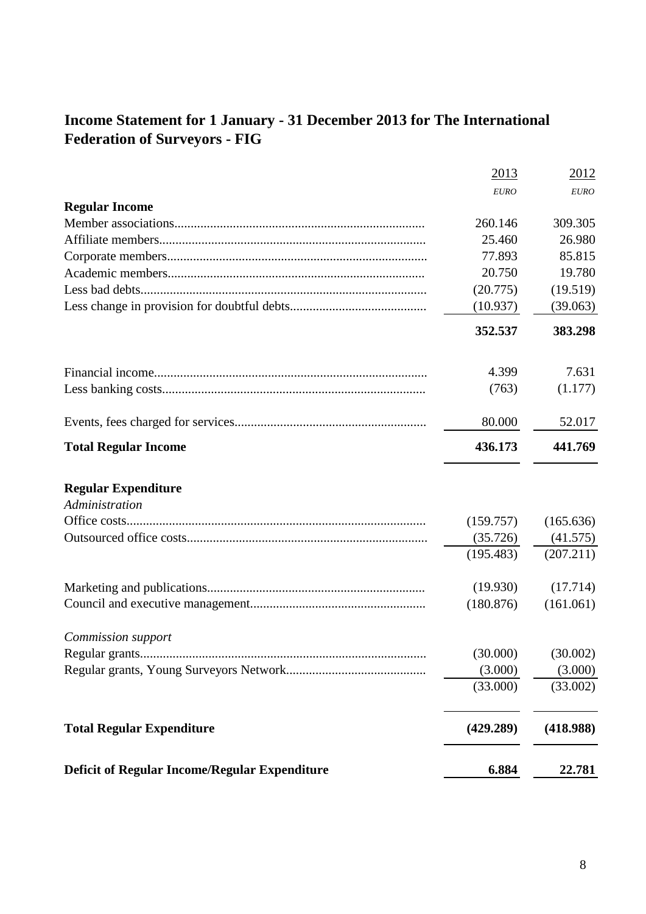## Income Statement for 1 January - 31 December 2013 for The International Federation of Surveyors - FIG

| | 2013 | 2012 |
|---|---|---|
| | *EURO* | *EURO* |
| **Regular Income** | | |
| Member associations | 260.146 | 309.305 |
| Affiliate members | 25.460 | 26.980 |
| Corporate members | 77.893 | 85.815 |
| Academic members | 20.750 | 19.780 |
| Less bad debts | (20.775) | (19.519) |
| Less change in provision for doubtful debts | (10.937) | (39.063) |
| | **352.537** | **383.298** |
| Financial income | 4.399 | 7.631 |
| Less banking costs | (763) | (1.177) |
| Events, fees charged for services | 80.000 | 52.017 |
| **Total Regular Income** | **436.173** | **441.769** |
| **Regular Expenditure** | | |
| *Administration* | | |
| Office costs | (159.757) | (165.636) |
| Outsourced office costs | (35.726) | (41.575) |
| | (195.483) | (207.211) |
| Marketing and publications | (19.930) | (17.714) |
| Council and executive management | (180.876) | (161.061) |
| *Commission support* | | |
| Regular grants | (30.000) | (30.002) |
| Regular grants, Young Surveyors Network | (3.000) | (3.000) |
| | (33.000) | (33.002) |
| **Total Regular Expenditure** | **(429.289)** | **(418.988)** |
| **Deficit of Regular Income/Regular Expenditure** | **6.884** | **22.781** |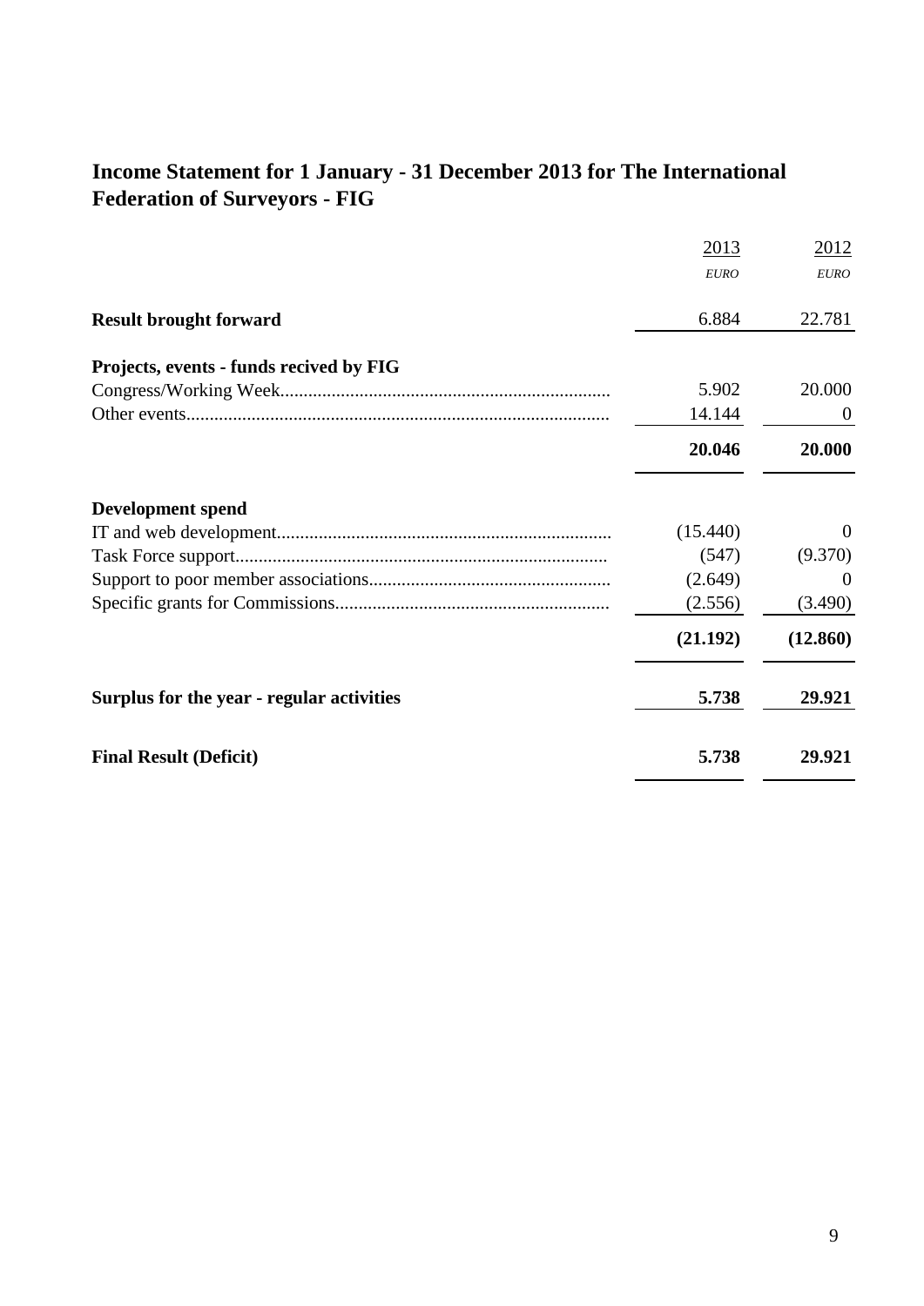# Income Statement for 1 January - 31 December 2013 for The International Federation of Surveyors - FIG

| | 2013 | 2012 |
|---|---|---|
| | *EURO* | *EURO* |
| **Result brought forward** | 6.884 | 22.781 |
| **Projects, events - funds recived by FIG** | | |
| Congress/Working Week | 5.902 | 20.000 |
| Other events | 14.144 | 0 |
| | **20.046** | **20.000** |
| **Development spend** | | |
| IT and web development | (15.440) | 0 |
| Task Force support | (547) | (9.370) |
| Support to poor member associations | (2.649) | 0 |
| Specific grants for Commissions | (2.556) | (3.490) |
| | **(21.192)** | **(12.860)** |
| **Surplus for the year - regular activities** | **5.738** | **29.921** |
| **Final Result (Deficit)** | **5.738** | **29.921** |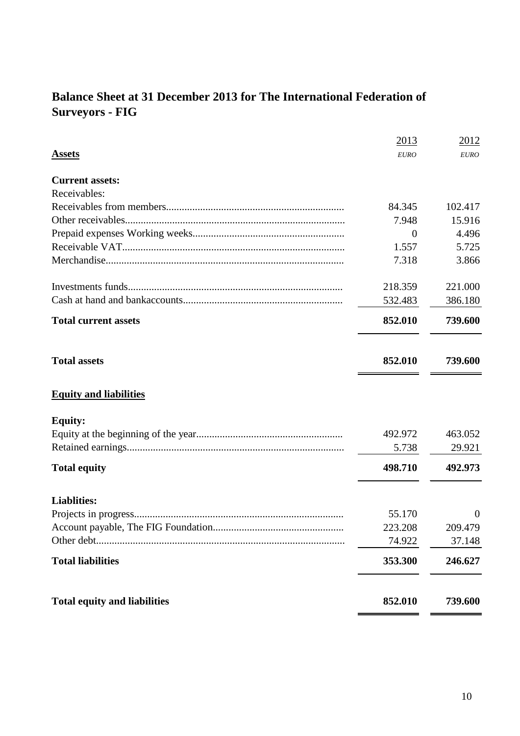## Balance Sheet at 31 December 2013 for The International Federation of Surveyors - FIG

| **Assets** | 2013 *EURO* | 2012 *EURO* |
|---|---|---|
| **Current assets:** | | |
| Receivables: | | |
| Receivables from members | 84.345 | 102.417 |
| Other receivables | 7.948 | 15.916 |
| Prepaid expenses Working weeks | 0 | 4.496 |
| Receivable VAT | 1.557 | 5.725 |
| Merchandise | 7.318 | 3.866 |
| Investments funds | 218.359 | 221.000 |
| Cash at hand and bankaccounts | 532.483 | 386.180 |
| **Total current assets** | **852.010** | **739.600** |
| **Total assets** | **852.010** | **739.600** |
| **Equity and liabilities** | | |
| **Equity:** | | |
| Equity at the beginning of the year | 492.972 | 463.052 |
| Retained earnings | 5.738 | 29.921 |
| **Total equity** | **498.710** | **492.973** |
| **Liablities:** | | |
| Projects in progress | 55.170 | 0 |
| Account payable, The FIG Foundation | 223.208 | 209.479 |
| Other debt | 74.922 | 37.148 |
| **Total liabilities** | **353.300** | **246.627** |
| **Total equity and liabilities** | **852.010** | **739.600** |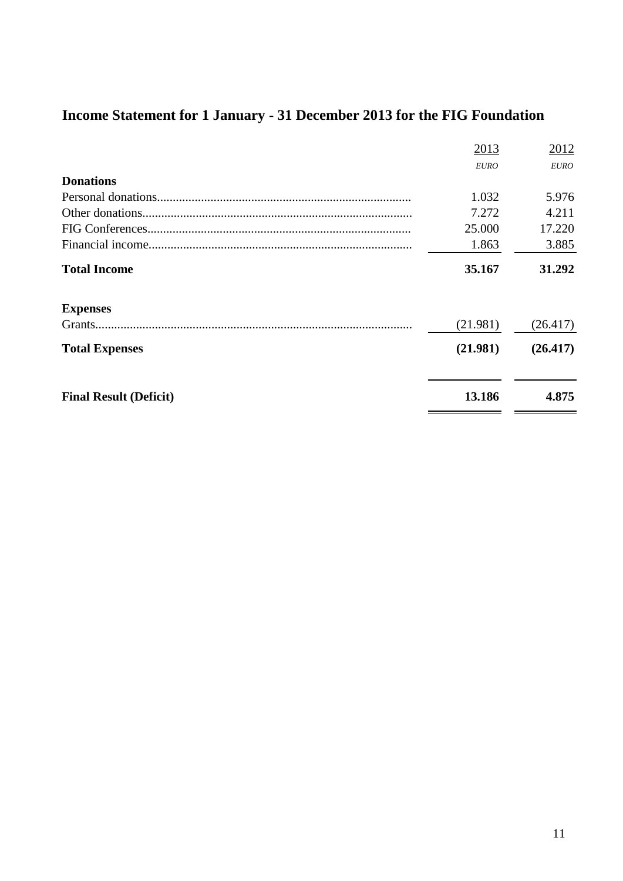## Income Statement for 1 January - 31 December 2013 for the FIG Foundation

| | 2013 | 2012 |
|---|---|---|
| | *EURO* | *EURO* |
| **Donations** | | |
| Personal donations | 1.032 | 5.976 |
| Other donations | 7.272 | 4.211 |
| FIG Conferences | 25.000 | 17.220 |
| Financial income | 1.863 | 3.885 |
| **Total Income** | **35.167** | **31.292** |
| **Expenses** | | |
| Grants | (21.981) | (26.417) |
| **Total Expenses** | **(21.981)** | **(26.417)** |
| **Final Result (Deficit)** | **13.186** | **4.875** |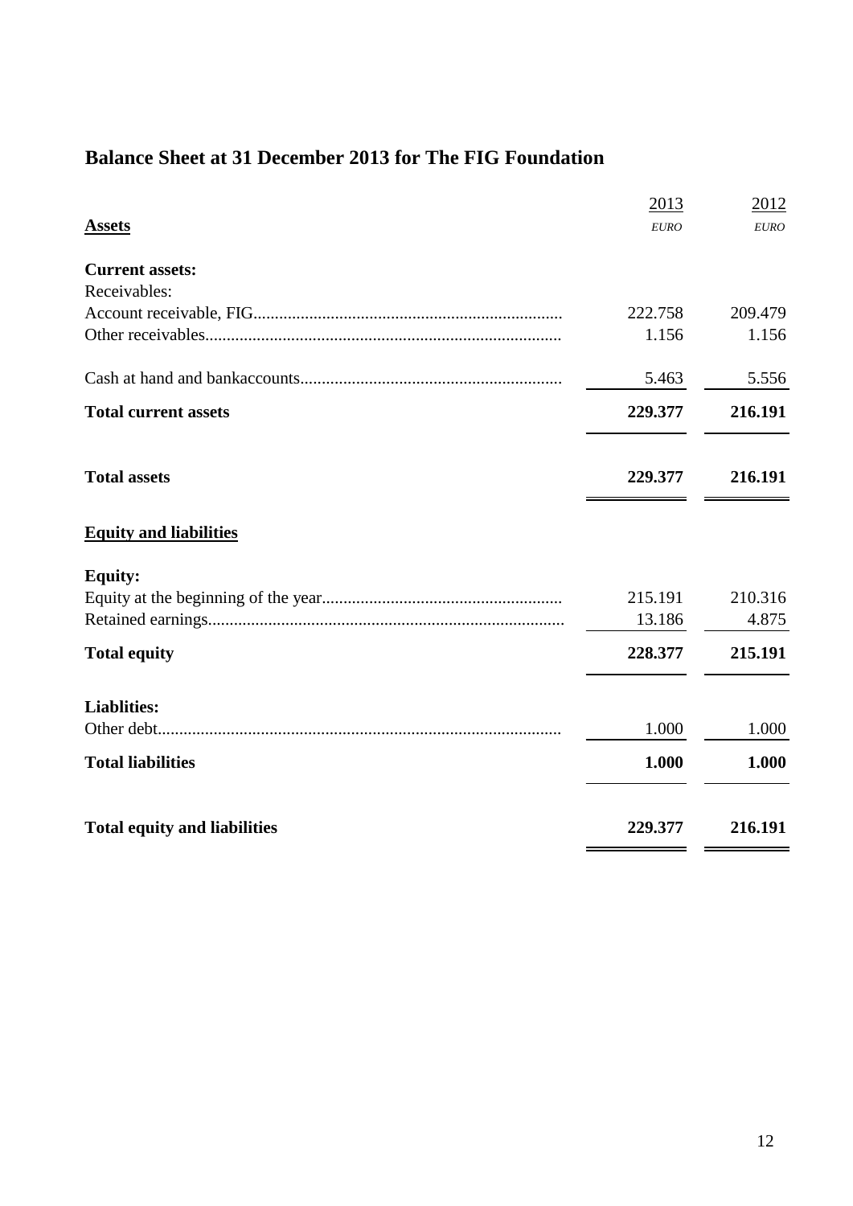## Balance Sheet at 31 December 2013 for The FIG Foundation

| | 2013 | 2012 |
|---|---|---|
| **Assets** | *EURO* | *EURO* |
| **Current assets:** | | |
| Receivables: | | |
| Account receivable, FIG | 222.758 | 209.479 |
| Other receivables | 1.156 | 1.156 |
| Cash at hand and bankaccounts | 5.463 | 5.556 |
| **Total current assets** | **229.377** | **216.191** |
| **Total assets** | **229.377** | **216.191** |
| **Equity and liabilities** | | |
| **Equity:** | | |
| Equity at the beginning of the year | 215.191 | 210.316 |
| Retained earnings | 13.186 | 4.875 |
| **Total equity** | **228.377** | **215.191** |
| **Liablities:** | | |
| Other debt | 1.000 | 1.000 |
| **Total liabilities** | **1.000** | **1.000** |
| **Total equity and liabilities** | **229.377** | **216.191** |